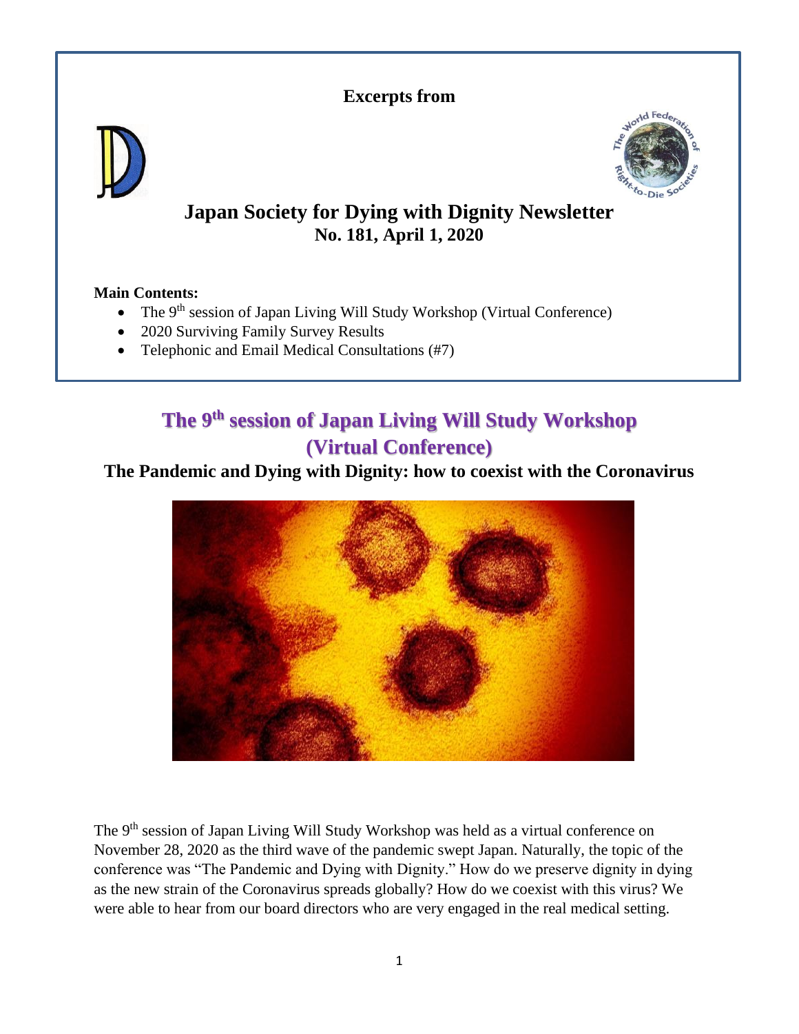**Excerpts from**

# Japan Society for Dying with Dignity Newsletter

**No. 181, April 1, 2020**

**Main Contents:**

- The 9th session of Japan Living Will Study Workshop (Virtual Conference)
- 2020 Surviving Family Survey Results
- Telephonic and Email Medical Consultations (#7)

## The 9th session of Japan Living Will Study Workshop (Virtual Conference)

### The Pandemic and Dying with Dignity: how to coexist with the Coronavirus

The 9th session of Japan Living Will Study Workshop was held as a virtual conference on November 28, 2020 as the third wave of the pandemic swept Japan. Naturally, the topic of the conference was "The Pandemic and Dying with Dignity." How do we preserve dignity in dying as the new strain of the Coronavirus spreads globally? How do we coexist with this virus? We were able to hear from our board directors who are very engaged in the real medical setting.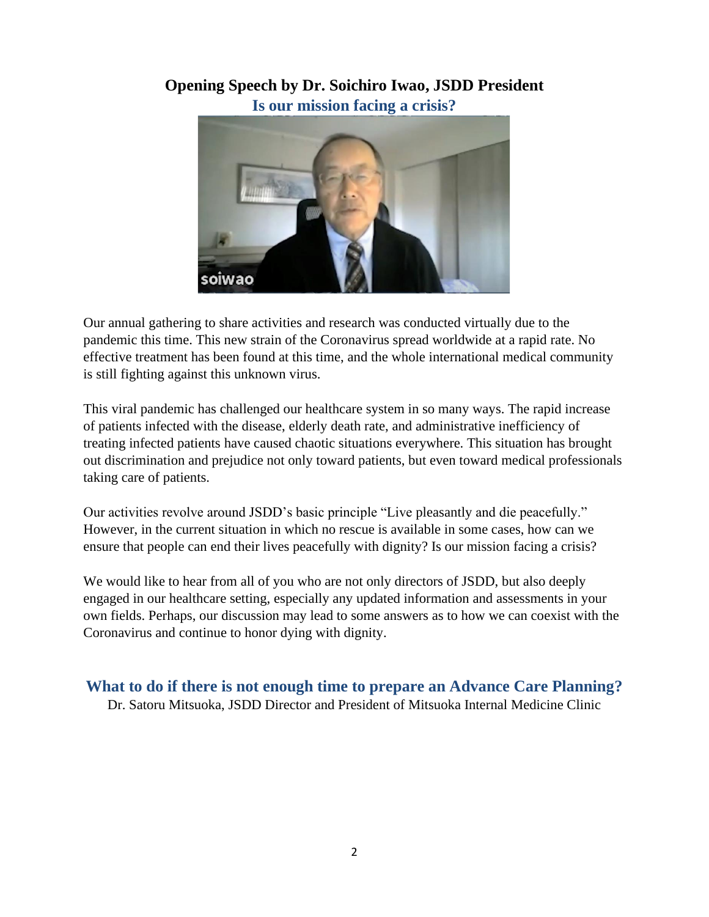## Opening Speech by Dr. Soichiro Iwao, JSDD President

### Is our mission facing a crisis?

Our annual gathering to share activities and research was conducted virtually due to the pandemic this time. This new strain of the Coronavirus spread worldwide at a rapid rate. No effective treatment has been found at this time, and the whole international medical community is still fighting against this unknown virus.

This viral pandemic has challenged our healthcare system in so many ways. The rapid increase of patients infected with the disease, elderly death rate, and administrative inefficiency of treating infected patients have caused chaotic situations everywhere. This situation has brought out discrimination and prejudice not only toward patients, but even toward medical professionals taking care of patients.

Our activities revolve around JSDD's basic principle "Live pleasantly and die peacefully." However, in the current situation in which no rescue is available in some cases, how can we ensure that people can end their lives peacefully with dignity? Is our mission facing a crisis?

We would like to hear from all of you who are not only directors of JSDD, but also deeply engaged in our healthcare setting, especially any updated information and assessments in your own fields. Perhaps, our discussion may lead to some answers as to how we can coexist with the Coronavirus and continue to honor dying with dignity.

## What to do if there is not enough time to prepare an Advance Care Planning?

Dr. Satoru Mitsuoka, JSDD Director and President of Mitsuoka Internal Medicine Clinic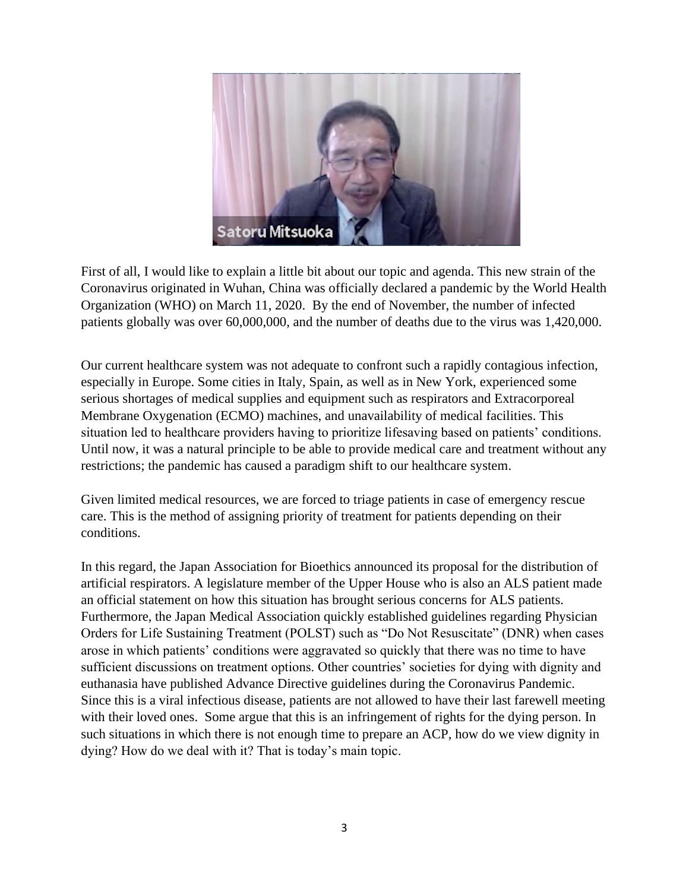First of all, I would like to explain a little bit about our topic and agenda. This new strain of the Coronavirus originated in Wuhan, China was officially declared a pandemic by the World Health Organization (WHO) on March 11, 2020. By the end of November, the number of infected patients globally was over 60,000,000, and the number of deaths due to the virus was 1,420,000.

Our current healthcare system was not adequate to confront such a rapidly contagious infection, especially in Europe. Some cities in Italy, Spain, as well as in New York, experienced some serious shortages of medical supplies and equipment such as respirators and Extracorporeal Membrane Oxygenation (ECMO) machines, and unavailability of medical facilities. This situation led to healthcare providers having to prioritize lifesaving based on patients' conditions. Until now, it was a natural principle to be able to provide medical care and treatment without any restrictions; the pandemic has caused a paradigm shift to our healthcare system.

Given limited medical resources, we are forced to triage patients in case of emergency rescue care. This is the method of assigning priority of treatment for patients depending on their conditions.

In this regard, the Japan Association for Bioethics announced its proposal for the distribution of artificial respirators. A legislature member of the Upper House who is also an ALS patient made an official statement on how this situation has brought serious concerns for ALS patients. Furthermore, the Japan Medical Association quickly established guidelines regarding Physician Orders for Life Sustaining Treatment (POLST) such as "Do Not Resuscitate" (DNR) when cases arose in which patients' conditions were aggravated so quickly that there was no time to have sufficient discussions on treatment options. Other countries' societies for dying with dignity and euthanasia have published Advance Directive guidelines during the Coronavirus Pandemic. Since this is a viral infectious disease, patients are not allowed to have their last farewell meeting with their loved ones. Some argue that this is an infringement of rights for the dying person. In such situations in which there is not enough time to prepare an ACP, how do we view dignity in dying? How do we deal with it? That is today's main topic.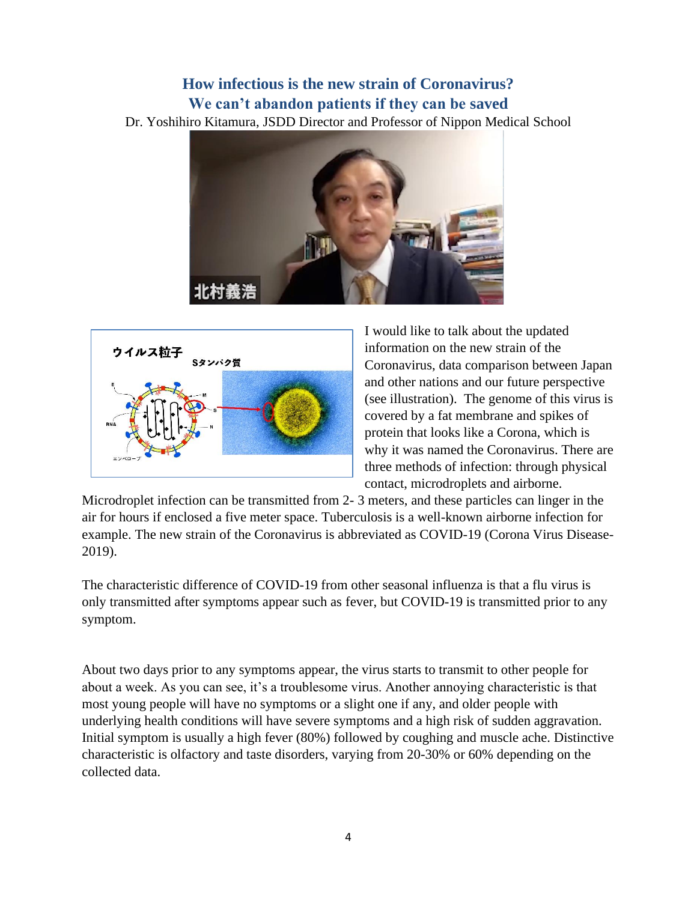## How infectious is the new strain of Coronavirus?
## We can't abandon patients if they can be saved

Dr. Yoshihiro Kitamura, JSDD Director and Professor of Nippon Medical School

I would like to talk about the updated information on the new strain of the Coronavirus, data comparison between Japan and other nations and our future perspective (see illustration). The genome of this virus is covered by a fat membrane and spikes of protein that looks like a Corona, which is why it was named the Coronavirus. There are three methods of infection: through physical contact, microdroplets and airborne. Microdroplet infection can be transmitted from 2- 3 meters, and these particles can linger in the air for hours if enclosed a five meter space. Tuberculosis is a well-known airborne infection for example. The new strain of the Coronavirus is abbreviated as COVID-19 (Corona Virus Disease-2019).

The characteristic difference of COVID-19 from other seasonal influenza is that a flu virus is only transmitted after symptoms appear such as fever, but COVID-19 is transmitted prior to any symptom.

About two days prior to any symptoms appear, the virus starts to transmit to other people for about a week. As you can see, it's a troublesome virus. Another annoying characteristic is that most young people will have no symptoms or a slight one if any, and older people with underlying health conditions will have severe symptoms and a high risk of sudden aggravation. Initial symptom is usually a high fever (80%) followed by coughing and muscle ache. Distinctive characteristic is olfactory and taste disorders, varying from 20-30% or 60% depending on the collected data.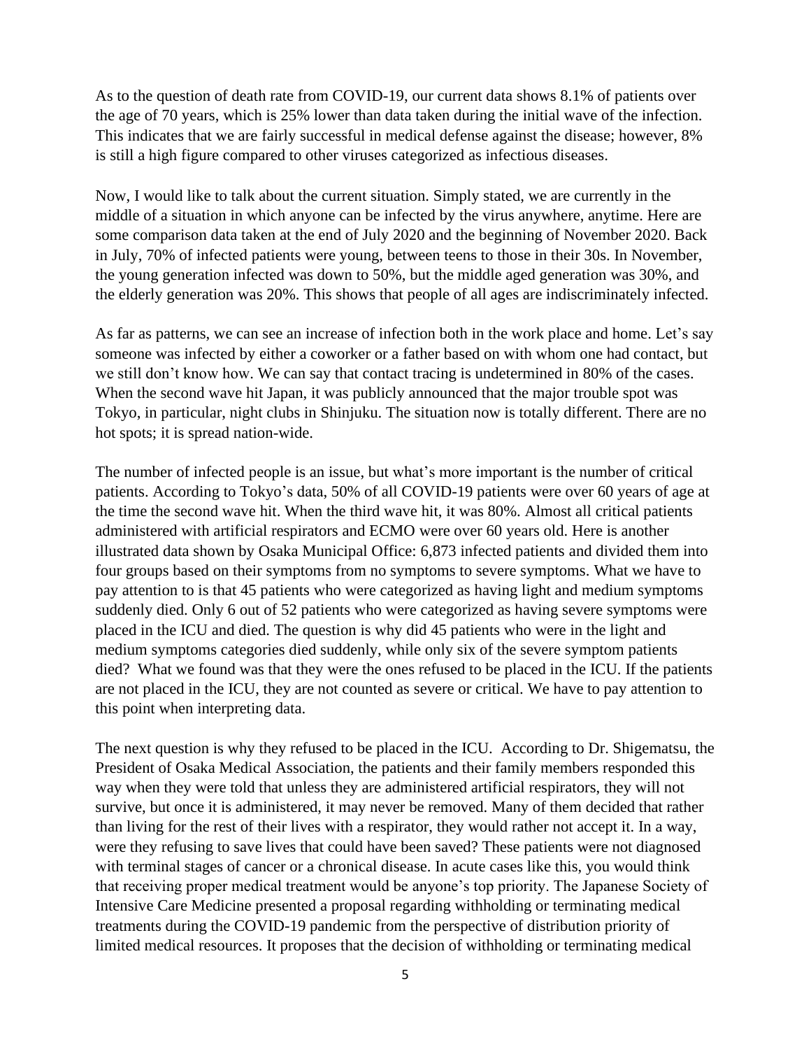As to the question of death rate from COVID-19, our current data shows 8.1% of patients over the age of 70 years, which is 25% lower than data taken during the initial wave of the infection. This indicates that we are fairly successful in medical defense against the disease; however, 8% is still a high figure compared to other viruses categorized as infectious diseases.

Now, I would like to talk about the current situation. Simply stated, we are currently in the middle of a situation in which anyone can be infected by the virus anywhere, anytime. Here are some comparison data taken at the end of July 2020 and the beginning of November 2020. Back in July, 70% of infected patients were young, between teens to those in their 30s. In November, the young generation infected was down to 50%, but the middle aged generation was 30%, and the elderly generation was 20%. This shows that people of all ages are indiscriminately infected.

As far as patterns, we can see an increase of infection both in the work place and home. Let's say someone was infected by either a coworker or a father based on with whom one had contact, but we still don't know how. We can say that contact tracing is undetermined in 80% of the cases. When the second wave hit Japan, it was publicly announced that the major trouble spot was Tokyo, in particular, night clubs in Shinjuku. The situation now is totally different. There are no hot spots; it is spread nation-wide.

The number of infected people is an issue, but what's more important is the number of critical patients. According to Tokyo's data, 50% of all COVID-19 patients were over 60 years of age at the time the second wave hit. When the third wave hit, it was 80%. Almost all critical patients administered with artificial respirators and ECMO were over 60 years old. Here is another illustrated data shown by Osaka Municipal Office: 6,873 infected patients and divided them into four groups based on their symptoms from no symptoms to severe symptoms. What we have to pay attention to is that 45 patients who were categorized as having light and medium symptoms suddenly died. Only 6 out of 52 patients who were categorized as having severe symptoms were placed in the ICU and died. The question is why did 45 patients who were in the light and medium symptoms categories died suddenly, while only six of the severe symptom patients died? What we found was that they were the ones refused to be placed in the ICU. If the patients are not placed in the ICU, they are not counted as severe or critical. We have to pay attention to this point when interpreting data.

The next question is why they refused to be placed in the ICU. According to Dr. Shigematsu, the President of Osaka Medical Association, the patients and their family members responded this way when they were told that unless they are administered artificial respirators, they will not survive, but once it is administered, it may never be removed. Many of them decided that rather than living for the rest of their lives with a respirator, they would rather not accept it. In a way, were they refusing to save lives that could have been saved? These patients were not diagnosed with terminal stages of cancer or a chronical disease. In acute cases like this, you would think that receiving proper medical treatment would be anyone's top priority. The Japanese Society of Intensive Care Medicine presented a proposal regarding withholding or terminating medical treatments during the COVID-19 pandemic from the perspective of distribution priority of limited medical resources. It proposes that the decision of withholding or terminating medical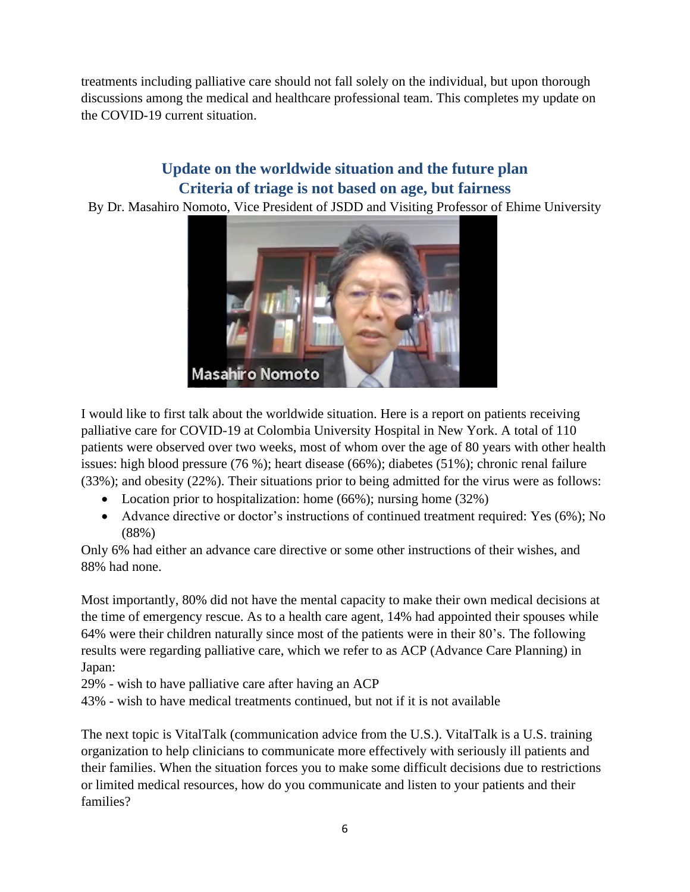treatments including palliative care should not fall solely on the individual, but upon thorough discussions among the medical and healthcare professional team. This completes my update on the COVID-19 current situation.

## Update on the worldwide situation and the future plan
## Criteria of triage is not based on age, but fairness

By Dr. Masahiro Nomoto, Vice President of JSDD and Visiting Professor of Ehime University

I would like to first talk about the worldwide situation. Here is a report on patients receiving palliative care for COVID-19 at Colombia University Hospital in New York. A total of 110 patients were observed over two weeks, most of whom over the age of 80 years with other health issues: high blood pressure (76 %); heart disease (66%); diabetes (51%); chronic renal failure (33%); and obesity (22%). Their situations prior to being admitted for the virus were as follows:

- Location prior to hospitalization: home (66%); nursing home (32%)
- Advance directive or doctor's instructions of continued treatment required: Yes (6%); No (88%)

Only 6% had either an advance care directive or some other instructions of their wishes, and 88% had none.

Most importantly, 80% did not have the mental capacity to make their own medical decisions at the time of emergency rescue. As to a health care agent, 14% had appointed their spouses while 64% were their children naturally since most of the patients were in their 80's. The following results were regarding palliative care, which we refer to as ACP (Advance Care Planning) in Japan:

29% - wish to have palliative care after having an ACP

43% - wish to have medical treatments continued, but not if it is not available

The next topic is VitalTalk (communication advice from the U.S.). VitalTalk is a U.S. training organization to help clinicians to communicate more effectively with seriously ill patients and their families. When the situation forces you to make some difficult decisions due to restrictions or limited medical resources, how do you communicate and listen to your patients and their families?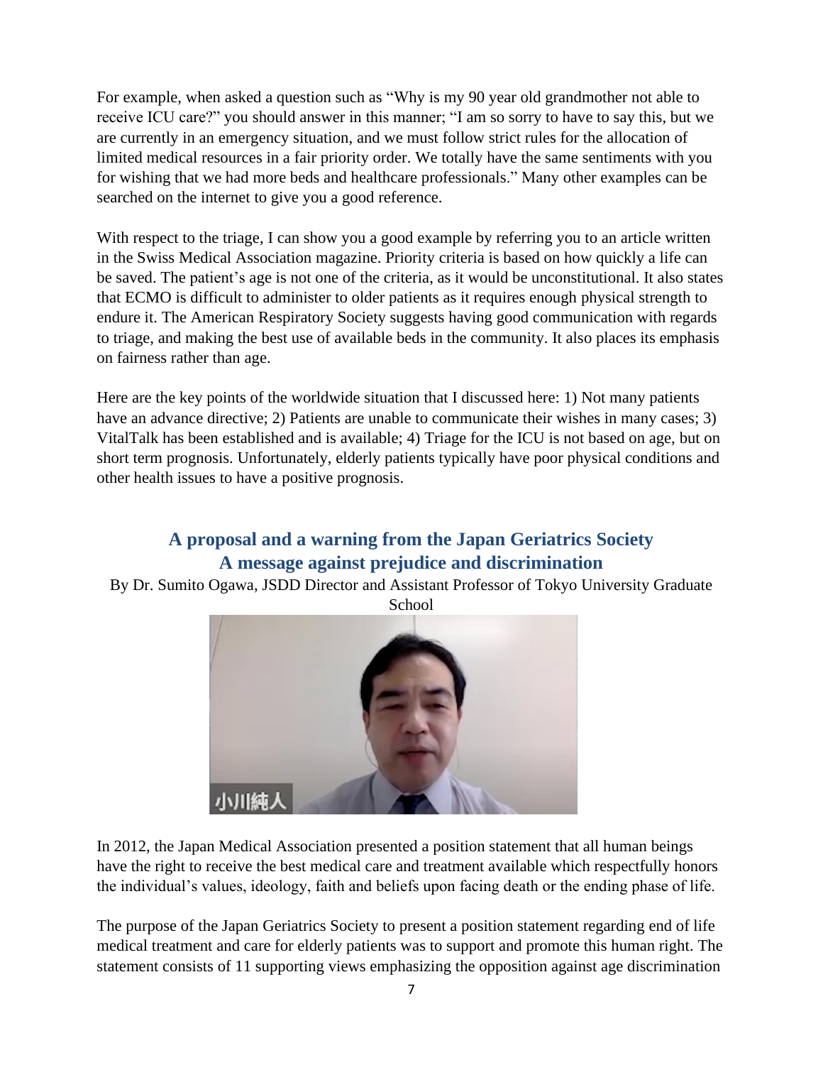For example, when asked a question such as "Why is my 90 year old grandmother not able to receive ICU care?" you should answer in this manner; "I am so sorry to have to say this, but we are currently in an emergency situation, and we must follow strict rules for the allocation of limited medical resources in a fair priority order. We totally have the same sentiments with you for wishing that we had more beds and healthcare professionals." Many other examples can be searched on the internet to give you a good reference.

With respect to the triage, I can show you a good example by referring you to an article written in the Swiss Medical Association magazine. Priority criteria is based on how quickly a life can be saved. The patient's age is not one of the criteria, as it would be unconstitutional. It also states that ECMO is difficult to administer to older patients as it requires enough physical strength to endure it. The American Respiratory Society suggests having good communication with regards to triage, and making the best use of available beds in the community. It also places its emphasis on fairness rather than age.

Here are the key points of the worldwide situation that I discussed here: 1) Not many patients have an advance directive; 2) Patients are unable to communicate their wishes in many cases; 3) VitalTalk has been established and is available; 4) Triage for the ICU is not based on age, but on short term prognosis. Unfortunately, elderly patients typically have poor physical conditions and other health issues to have a positive prognosis.

## A proposal and a warning from the Japan Geriatrics Society
## A message against prejudice and discrimination

By Dr. Sumito Ogawa, JSDD Director and Assistant Professor of Tokyo University Graduate School

In 2012, the Japan Medical Association presented a position statement that all human beings have the right to receive the best medical care and treatment available which respectfully honors the individual's values, ideology, faith and beliefs upon facing death or the ending phase of life.

The purpose of the Japan Geriatrics Society to present a position statement regarding end of life medical treatment and care for elderly patients was to support and promote this human right. The statement consists of 11 supporting views emphasizing the opposition against age discrimination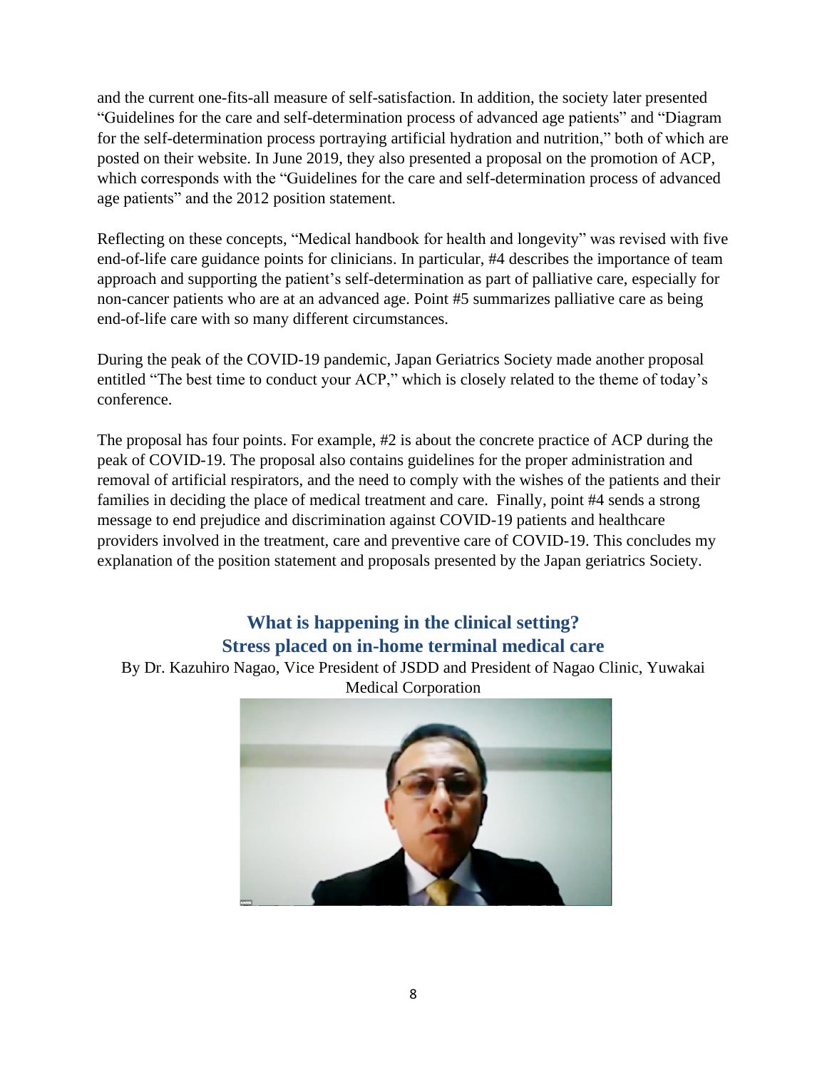and the current one-fits-all measure of self-satisfaction. In addition, the society later presented "Guidelines for the care and self-determination process of advanced age patients" and "Diagram for the self-determination process portraying artificial hydration and nutrition," both of which are posted on their website. In June 2019, they also presented a proposal on the promotion of ACP, which corresponds with the "Guidelines for the care and self-determination process of advanced age patients" and the 2012 position statement.

Reflecting on these concepts, "Medical handbook for health and longevity" was revised with five end-of-life care guidance points for clinicians. In particular, #4 describes the importance of team approach and supporting the patient's self-determination as part of palliative care, especially for non-cancer patients who are at an advanced age. Point #5 summarizes palliative care as being end-of-life care with so many different circumstances.

During the peak of the COVID-19 pandemic, Japan Geriatrics Society made another proposal entitled "The best time to conduct your ACP," which is closely related to the theme of today's conference.

The proposal has four points. For example, #2 is about the concrete practice of ACP during the peak of COVID-19. The proposal also contains guidelines for the proper administration and removal of artificial respirators, and the need to comply with the wishes of the patients and their families in deciding the place of medical treatment and care. Finally, point #4 sends a strong message to end prejudice and discrimination against COVID-19 patients and healthcare providers involved in the treatment, care and preventive care of COVID-19. This concludes my explanation of the position statement and proposals presented by the Japan geriatrics Society.

## What is happening in the clinical setting? Stress placed on in-home terminal medical care

By Dr. Kazuhiro Nagao, Vice President of JSDD and President of Nagao Clinic, Yuwakai Medical Corporation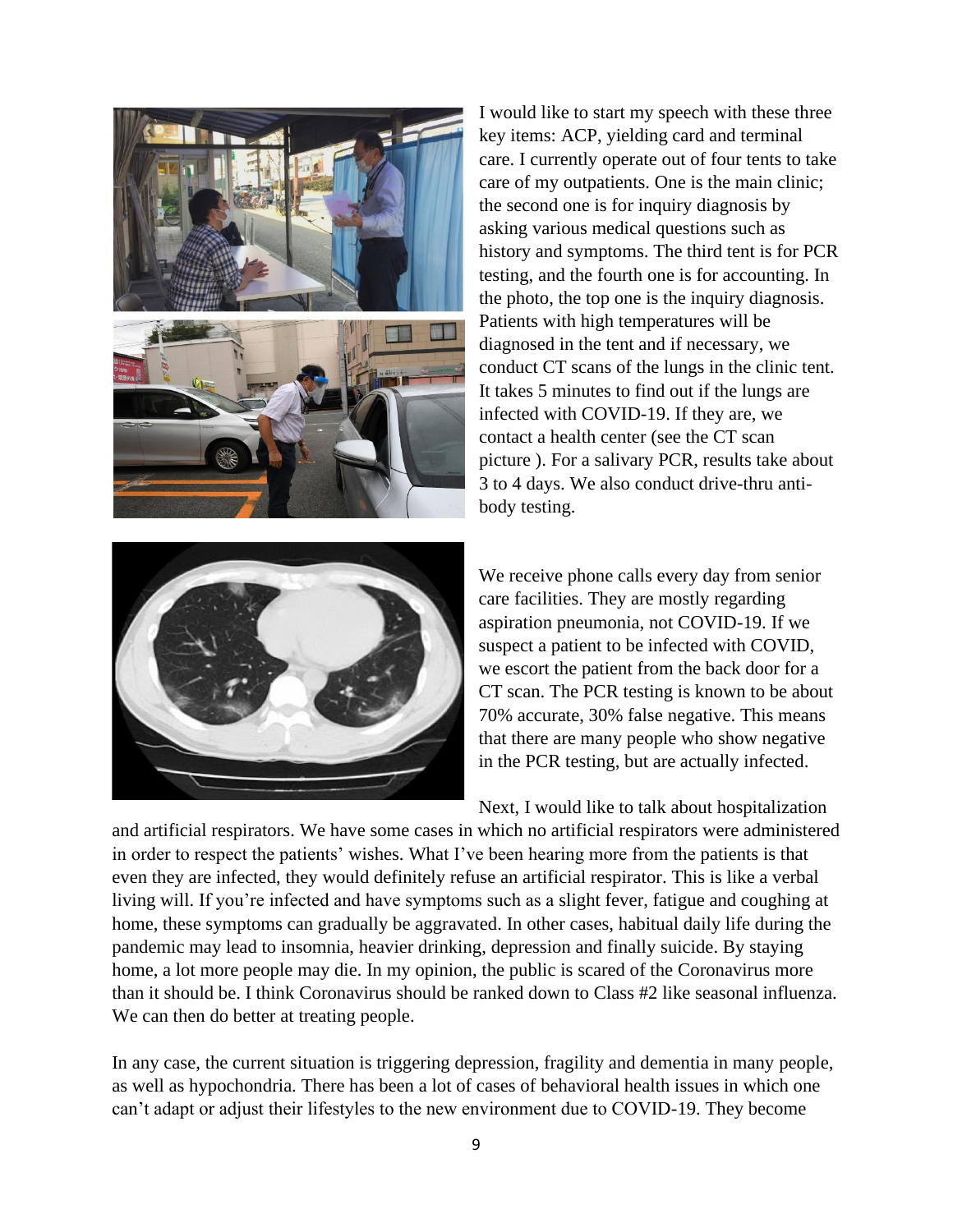I would like to start my speech with these three key items: ACP, yielding card and terminal care. I currently operate out of four tents to take care of my outpatients. One is the main clinic; the second one is for inquiry diagnosis by asking various medical questions such as history and symptoms. The third tent is for PCR testing, and the fourth one is for accounting. In the photo, the top one is the inquiry diagnosis. Patients with high temperatures will be diagnosed in the tent and if necessary, we conduct CT scans of the lungs in the clinic tent. It takes 5 minutes to find out if the lungs are infected with COVID-19. If they are, we contact a health center (see the CT scan picture ). For a salivary PCR, results take about 3 to 4 days. We also conduct drive-thru anti-body testing.

We receive phone calls every day from senior care facilities. They are mostly regarding aspiration pneumonia, not COVID-19. If we suspect a patient to be infected with COVID, we escort the patient from the back door for a CT scan. The PCR testing is known to be about 70% accurate, 30% false negative. This means that there are many people who show negative in the PCR testing, but are actually infected.

Next, I would like to talk about hospitalization and artificial respirators. We have some cases in which no artificial respirators were administered in order to respect the patients' wishes. What I've been hearing more from the patients is that even they are infected, they would definitely refuse an artificial respirator. This is like a verbal living will. If you're infected and have symptoms such as a slight fever, fatigue and coughing at home, these symptoms can gradually be aggravated. In other cases, habitual daily life during the pandemic may lead to insomnia, heavier drinking, depression and finally suicide. By staying home, a lot more people may die. In my opinion, the public is scared of the Coronavirus more than it should be. I think Coronavirus should be ranked down to Class #2 like seasonal influenza. We can then do better at treating people.

In any case, the current situation is triggering depression, fragility and dementia in many people, as well as hypochondria. There has been a lot of cases of behavioral health issues in which one can't adapt or adjust their lifestyles to the new environment due to COVID-19. They become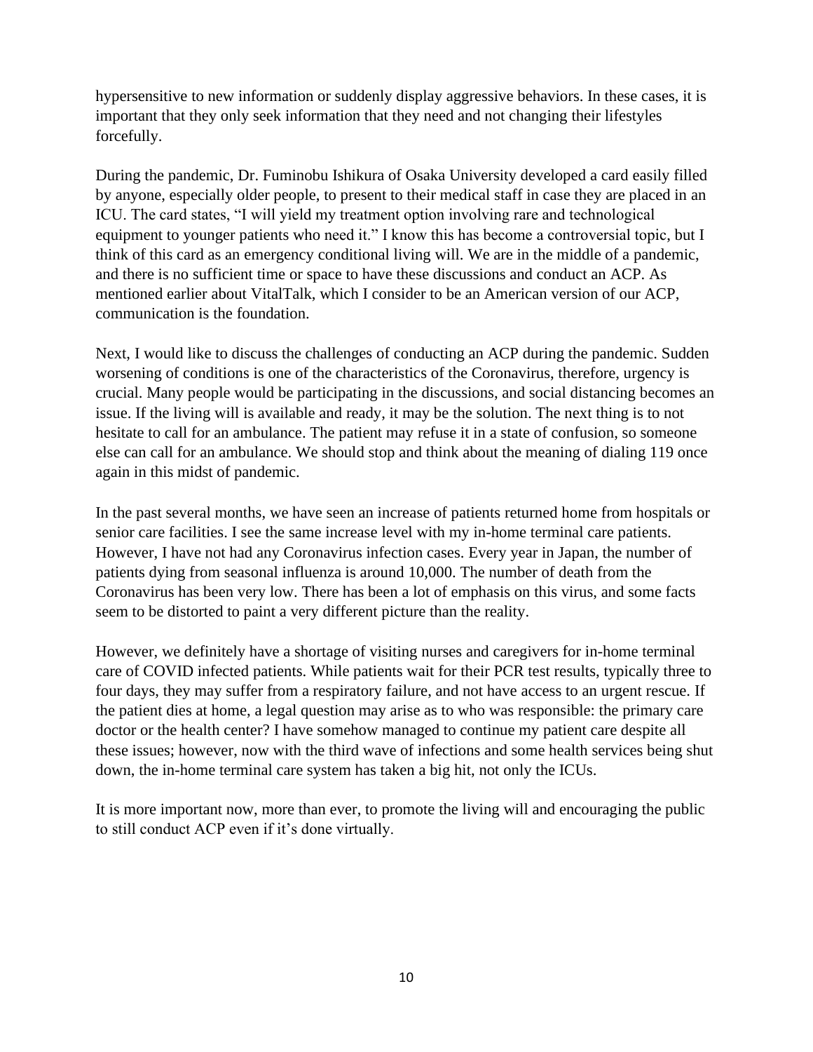hypersensitive to new information or suddenly display aggressive behaviors. In these cases, it is important that they only seek information that they need and not changing their lifestyles forcefully.

During the pandemic, Dr. Fuminobu Ishikura of Osaka University developed a card easily filled by anyone, especially older people, to present to their medical staff in case they are placed in an ICU. The card states, "I will yield my treatment option involving rare and technological equipment to younger patients who need it." I know this has become a controversial topic, but I think of this card as an emergency conditional living will. We are in the middle of a pandemic, and there is no sufficient time or space to have these discussions and conduct an ACP. As mentioned earlier about VitalTalk, which I consider to be an American version of our ACP, communication is the foundation.

Next, I would like to discuss the challenges of conducting an ACP during the pandemic. Sudden worsening of conditions is one of the characteristics of the Coronavirus, therefore, urgency is crucial. Many people would be participating in the discussions, and social distancing becomes an issue. If the living will is available and ready, it may be the solution. The next thing is to not hesitate to call for an ambulance. The patient may refuse it in a state of confusion, so someone else can call for an ambulance. We should stop and think about the meaning of dialing 119 once again in this midst of pandemic.

In the past several months, we have seen an increase of patients returned home from hospitals or senior care facilities. I see the same increase level with my in-home terminal care patients. However, I have not had any Coronavirus infection cases. Every year in Japan, the number of patients dying from seasonal influenza is around 10,000. The number of death from the Coronavirus has been very low. There has been a lot of emphasis on this virus, and some facts seem to be distorted to paint a very different picture than the reality.

However, we definitely have a shortage of visiting nurses and caregivers for in-home terminal care of COVID infected patients. While patients wait for their PCR test results, typically three to four days, they may suffer from a respiratory failure, and not have access to an urgent rescue. If the patient dies at home, a legal question may arise as to who was responsible: the primary care doctor or the health center? I have somehow managed to continue my patient care despite all these issues; however, now with the third wave of infections and some health services being shut down, the in-home terminal care system has taken a big hit, not only the ICUs.

It is more important now, more than ever, to promote the living will and encouraging the public to still conduct ACP even if it's done virtually.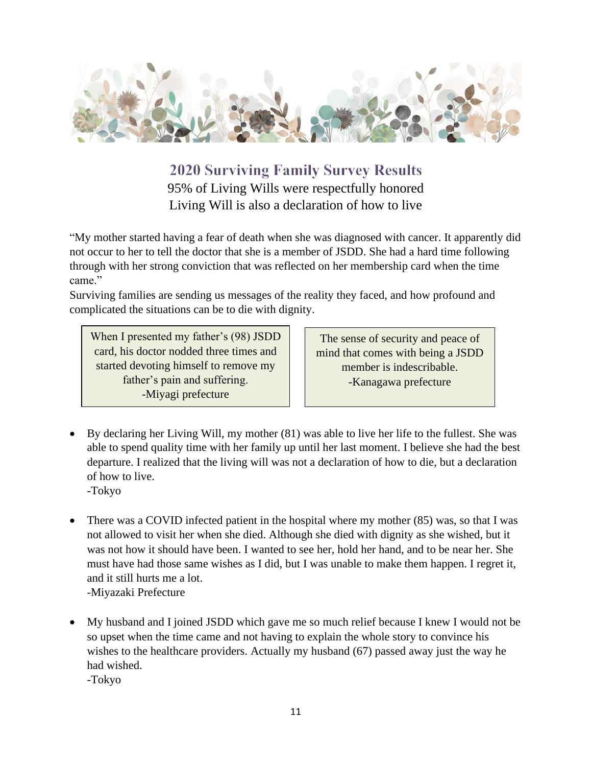## 2020 Surviving Family Survey Results

95% of Living Wills were respectfully honored

Living Will is also a declaration of how to live

"My mother started having a fear of death when she was diagnosed with cancer. It apparently did not occur to her to tell the doctor that she is a member of JSDD. She had a hard time following through with her strong conviction that was reflected on her membership card when the time came."

Surviving families are sending us messages of the reality they faced, and how profound and complicated the situations can be to die with dignity.

> When I presented my father's (98) JSDD card, his doctor nodded three times and started devoting himself to remove my father's pain and suffering.
> -Miyagi prefecture

> The sense of security and peace of mind that comes with being a JSDD member is indescribable.
> -Kanagawa prefecture

- By declaring her Living Will, my mother (81) was able to live her life to the fullest. She was able to spend quality time with her family up until her last moment. I believe she had the best departure. I realized that the living will was not a declaration of how to die, but a declaration of how to live.
  -Tokyo

- There was a COVID infected patient in the hospital where my mother (85) was, so that I was not allowed to visit her when she died. Although she died with dignity as she wished, but it was not how it should have been. I wanted to see her, hold her hand, and to be near her. She must have had those same wishes as I did, but I was unable to make them happen. I regret it, and it still hurts me a lot.
  -Miyazaki Prefecture

- My husband and I joined JSDD which gave me so much relief because I knew I would not be so upset when the time came and not having to explain the whole story to convince his wishes to the healthcare providers. Actually my husband (67) passed away just the way he had wished.
  -Tokyo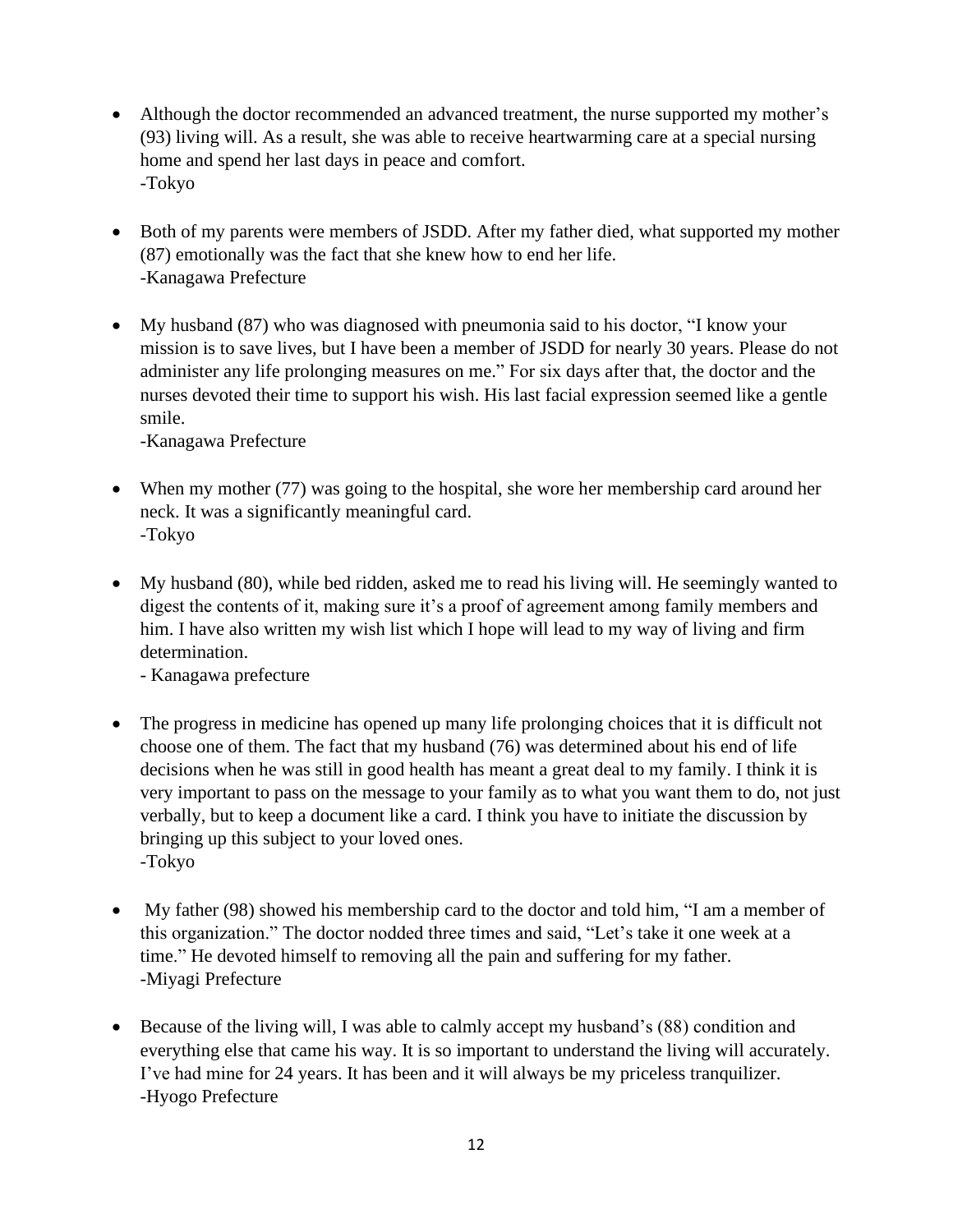- Although the doctor recommended an advanced treatment, the nurse supported my mother's (93) living will. As a result, she was able to receive heartwarming care at a special nursing home and spend her last days in peace and comfort.
  -Tokyo

- Both of my parents were members of JSDD. After my father died, what supported my mother (87) emotionally was the fact that she knew how to end her life.
  -Kanagawa Prefecture

- My husband (87) who was diagnosed with pneumonia said to his doctor, "I know your mission is to save lives, but I have been a member of JSDD for nearly 30 years. Please do not administer any life prolonging measures on me." For six days after that, the doctor and the nurses devoted their time to support his wish. His last facial expression seemed like a gentle smile.
  -Kanagawa Prefecture

- When my mother (77) was going to the hospital, she wore her membership card around her neck. It was a significantly meaningful card.
  -Tokyo

- My husband (80), while bed ridden, asked me to read his living will. He seemingly wanted to digest the contents of it, making sure it's a proof of agreement among family members and him. I have also written my wish list which I hope will lead to my way of living and firm determination.
  - Kanagawa prefecture

- The progress in medicine has opened up many life prolonging choices that it is difficult not choose one of them. The fact that my husband (76) was determined about his end of life decisions when he was still in good health has meant a great deal to my family. I think it is very important to pass on the message to your family as to what you want them to do, not just verbally, but to keep a document like a card. I think you have to initiate the discussion by bringing up this subject to your loved ones.
  -Tokyo

- My father (98) showed his membership card to the doctor and told him, "I am a member of this organization." The doctor nodded three times and said, "Let's take it one week at a time." He devoted himself to removing all the pain and suffering for my father.
  -Miyagi Prefecture

- Because of the living will, I was able to calmly accept my husband's (88) condition and everything else that came his way. It is so important to understand the living will accurately. I've had mine for 24 years. It has been and it will always be my priceless tranquilizer.
  -Hyogo Prefecture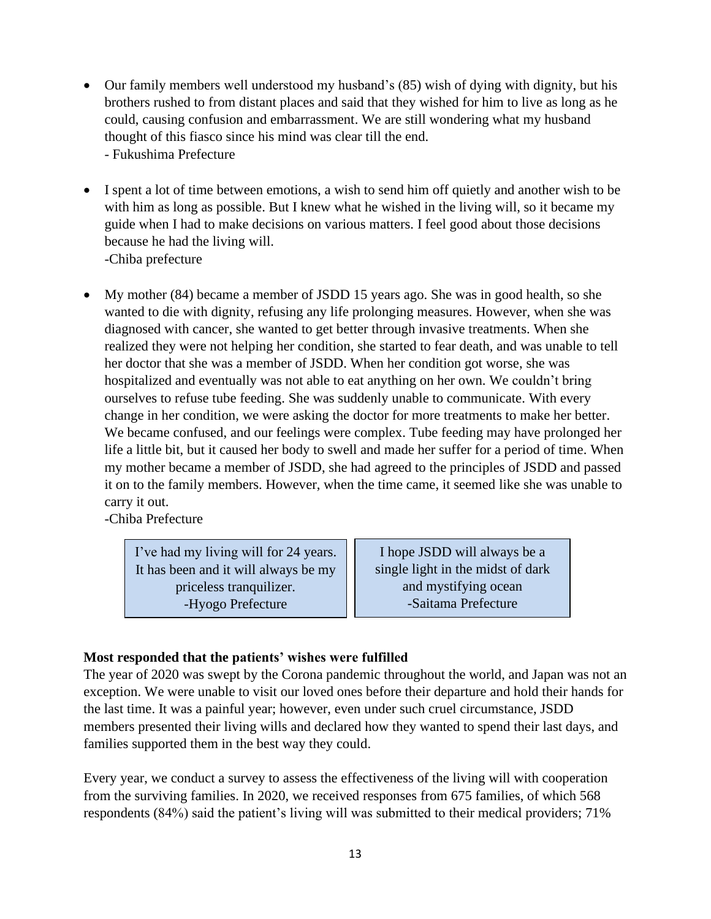- Our family members well understood my husband's (85) wish of dying with dignity, but his brothers rushed to from distant places and said that they wished for him to live as long as he could, causing confusion and embarrassment. We are still wondering what my husband thought of this fiasco since his mind was clear till the end.
  - Fukushima Prefecture

- I spent a lot of time between emotions, a wish to send him off quietly and another wish to be with him as long as possible. But I knew what he wished in the living will, so it became my guide when I had to make decisions on various matters. I feel good about those decisions because he had the living will.
  -Chiba prefecture

- My mother (84) became a member of JSDD 15 years ago. She was in good health, so she wanted to die with dignity, refusing any life prolonging measures. However, when she was diagnosed with cancer, she wanted to get better through invasive treatments. When she realized they were not helping her condition, she started to fear death, and was unable to tell her doctor that she was a member of JSDD. When her condition got worse, she was hospitalized and eventually was not able to eat anything on her own. We couldn't bring ourselves to refuse tube feeding. She was suddenly unable to communicate. With every change in her condition, we were asking the doctor for more treatments to make her better. We became confused, and our feelings were complex. Tube feeding may have prolonged her life a little bit, but it caused her body to swell and made her suffer for a period of time. When my mother became a member of JSDD, she had agreed to the principles of JSDD and passed it on to the family members. However, when the time came, it seemed like she was unable to carry it out.
  -Chiba Prefecture

> I've had my living will for 24 years. It has been and it will always be my priceless tranquilizer.
> -Hyogo Prefecture

> I hope JSDD will always be a single light in the midst of dark and mystifying ocean
> -Saitama Prefecture

**Most responded that the patients' wishes were fulfilled**

The year of 2020 was swept by the Corona pandemic throughout the world, and Japan was not an exception. We were unable to visit our loved ones before their departure and hold their hands for the last time. It was a painful year; however, even under such cruel circumstance, JSDD members presented their living wills and declared how they wanted to spend their last days, and families supported them in the best way they could.

Every year, we conduct a survey to assess the effectiveness of the living will with cooperation from the surviving families. In 2020, we received responses from 675 families, of which 568 respondents (84%) said the patient's living will was submitted to their medical providers; 71%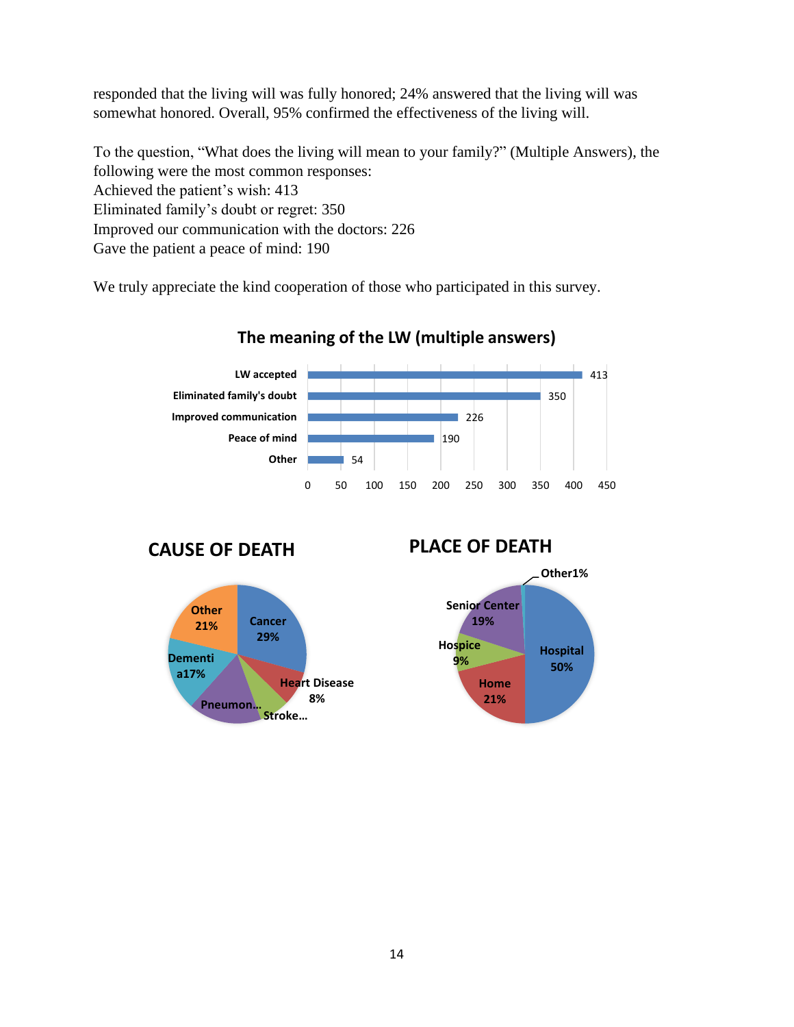responded that the living will was fully honored; 24% answered that the living will was somewhat honored. Overall, 95% confirmed the effectiveness of the living will.

To the question, "What does the living will mean to your family?" (Multiple Answers), the following were the most common responses:
Achieved the patient's wish: 413
Eliminated family's doubt or regret: 350
Improved our communication with the doctors: 226
Gave the patient a peace of mind: 190

We truly appreciate the kind cooperation of those who participated in this survey.

**The meaning of the LW (multiple answers)**

| Response | Count |
|---|---|
| LW accepted | 413 |
| Eliminated family's doubt | 350 |
| Improved communication | 226 |
| Peace of mind | 190 |
| Other | 54 |

**CAUSE OF DEATH**

| Cause | Percentage |
|---|---|
| Cancer | 29% |
| Heart Disease | 8% |
| Stroke... | |
| Pneumon... | |
| Dementia | 17% |
| Other | 21% |

**PLACE OF DEATH**

| Place | Percentage |
|---|---|
| Hospital | 50% |
| Home | 21% |
| Hospice | 9% |
| Senior Center | 19% |
| Other | 1% |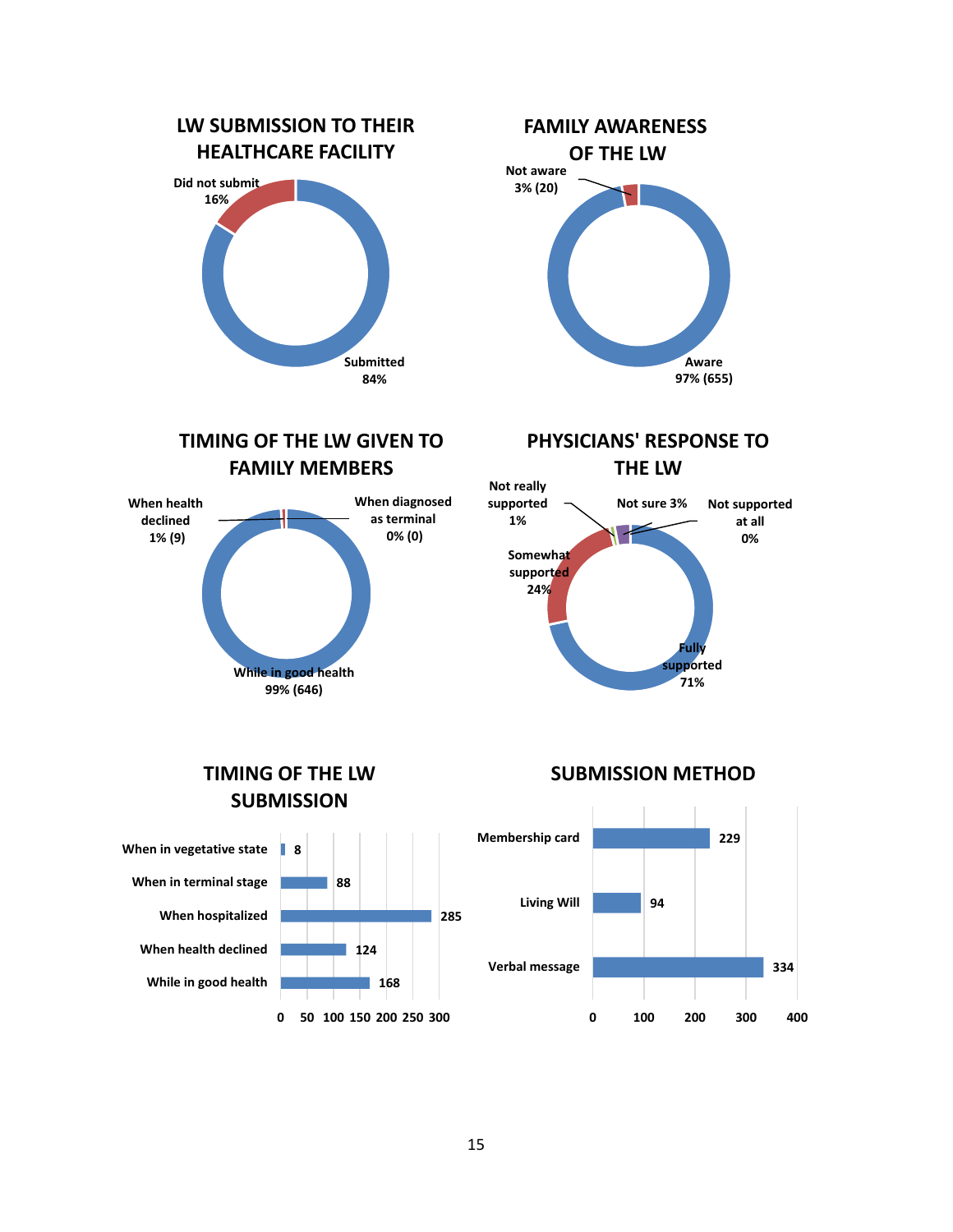## LW SUBMISSION TO THEIR HEALTHCARE FACILITY

- Did not submit 16%
- Submitted 84%

## FAMILY AWARENESS OF THE LW

- Not aware 3% (20)
- Aware 97% (655)

## TIMING OF THE LW GIVEN TO FAMILY MEMBERS

- When health declined 1% (9)
- When diagnosed as terminal 0% (0)
- While in good health 99% (646)

## PHYSICIANS' RESPONSE TO THE LW

- Not really supported 1%
- Not sure 3%
- Not supported at all 0%
- Somewhat supported 24%
- Fully supported 71%

## TIMING OF THE LW SUBMISSION

| Timing | Count |
|---|---|
| When in vegetative state | 8 |
| When in terminal stage | 88 |
| When hospitalized | 285 |
| When health declined | 124 |
| While in good health | 168 |

## SUBMISSION METHOD

| Method | Count |
|---|---|
| Membership card | 229 |
| Living Will | 94 |
| Verbal message | 334 |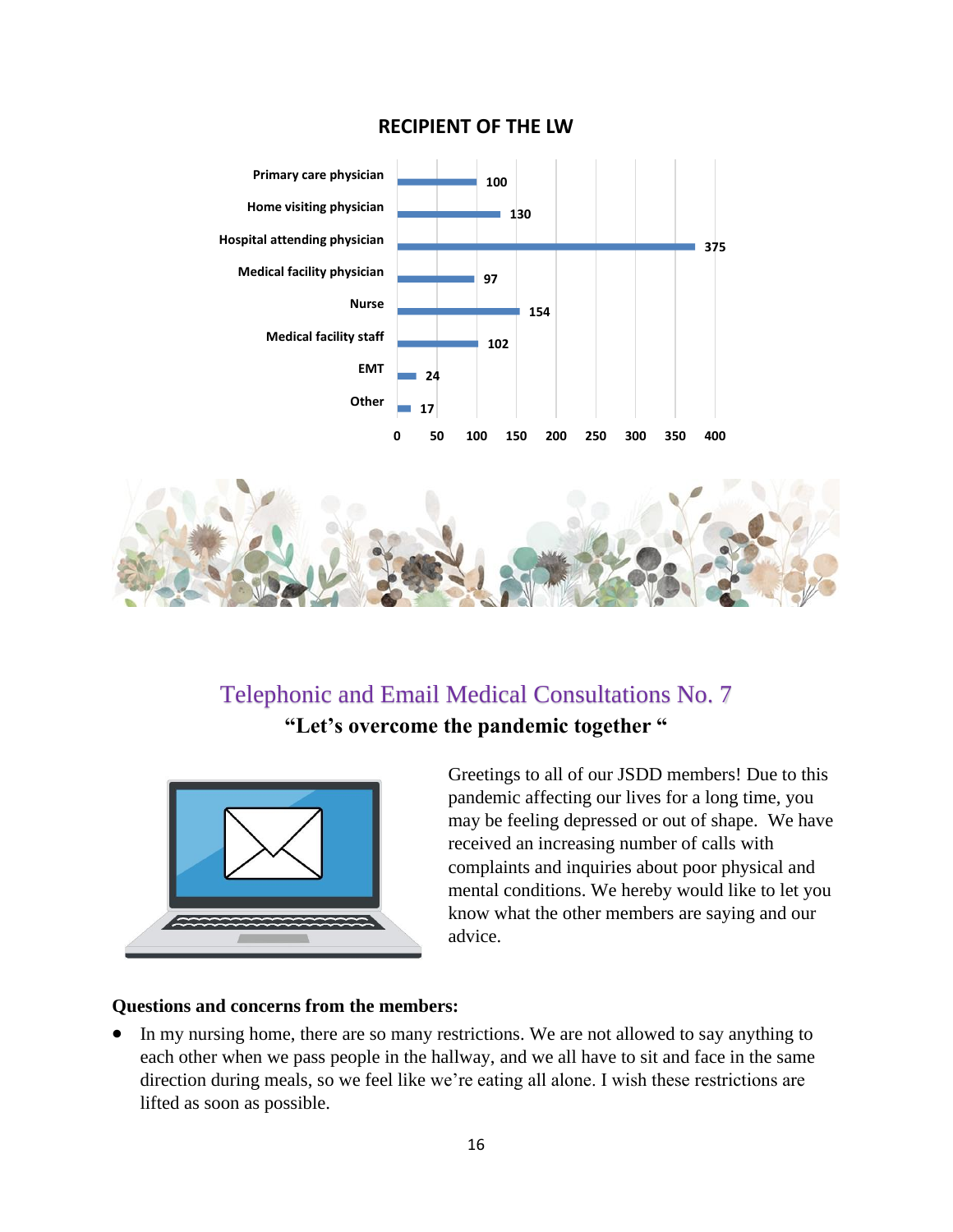**RECIPIENT OF THE LW**

| Recipient | Count |
|---|---|
| Primary care physician | 100 |
| Home visiting physician | 130 |
| Hospital attending physician | 375 |
| Medical facility physician | 97 |
| Nurse | 154 |
| Medical facility staff | 102 |
| EMT | 24 |
| Other | 17 |

## Telephonic and Email Medical Consultations No. 7

**"Let's overcome the pandemic together "**

Greetings to all of our JSDD members! Due to this pandemic affecting our lives for a long time, you may be feeling depressed or out of shape. We have received an increasing number of calls with complaints and inquiries about poor physical and mental conditions. We hereby would like to let you know what the other members are saying and our advice.

**Questions and concerns from the members:**

- In my nursing home, there are so many restrictions. We are not allowed to say anything to each other when we pass people in the hallway, and we all have to sit and face in the same direction during meals, so we feel like we're eating all alone. I wish these restrictions are lifted as soon as possible.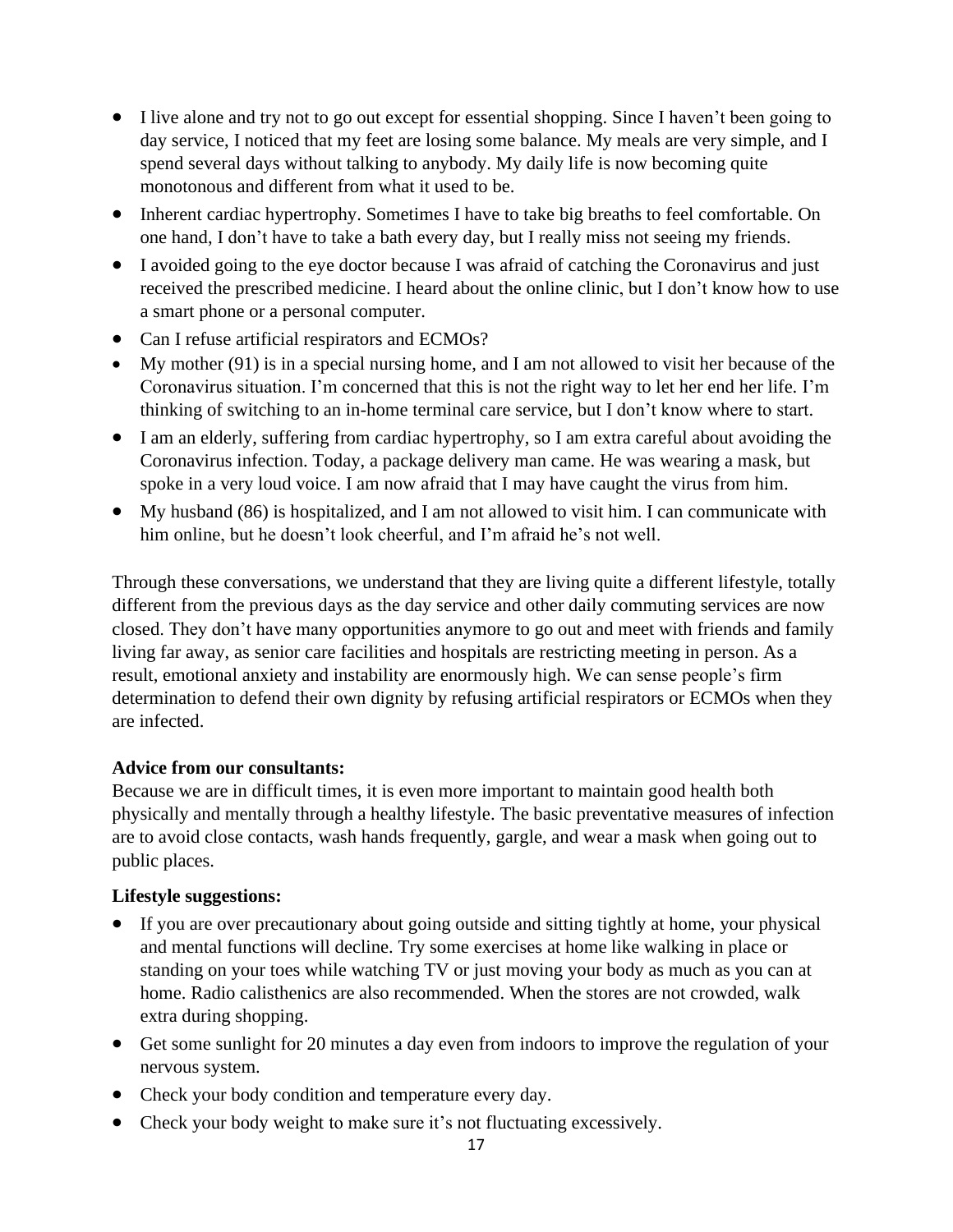- I live alone and try not to go out except for essential shopping. Since I haven't been going to day service, I noticed that my feet are losing some balance. My meals are very simple, and I spend several days without talking to anybody. My daily life is now becoming quite monotonous and different from what it used to be.
- Inherent cardiac hypertrophy. Sometimes I have to take big breaths to feel comfortable. On one hand, I don't have to take a bath every day, but I really miss not seeing my friends.
- I avoided going to the eye doctor because I was afraid of catching the Coronavirus and just received the prescribed medicine. I heard about the online clinic, but I don't know how to use a smart phone or a personal computer.
- Can I refuse artificial respirators and ECMOs?
- My mother (91) is in a special nursing home, and I am not allowed to visit her because of the Coronavirus situation. I'm concerned that this is not the right way to let her end her life. I'm thinking of switching to an in-home terminal care service, but I don't know where to start.
- I am an elderly, suffering from cardiac hypertrophy, so I am extra careful about avoiding the Coronavirus infection. Today, a package delivery man came. He was wearing a mask, but spoke in a very loud voice. I am now afraid that I may have caught the virus from him.
- My husband (86) is hospitalized, and I am not allowed to visit him. I can communicate with him online, but he doesn't look cheerful, and I'm afraid he's not well.

Through these conversations, we understand that they are living quite a different lifestyle, totally different from the previous days as the day service and other daily commuting services are now closed. They don't have many opportunities anymore to go out and meet with friends and family living far away, as senior care facilities and hospitals are restricting meeting in person. As a result, emotional anxiety and instability are enormously high. We can sense people's firm determination to defend their own dignity by refusing artificial respirators or ECMOs when they are infected.

**Advice from our consultants:**
Because we are in difficult times, it is even more important to maintain good health both physically and mentally through a healthy lifestyle. The basic preventative measures of infection are to avoid close contacts, wash hands frequently, gargle, and wear a mask when going out to public places.

**Lifestyle suggestions:**

- If you are over precautionary about going outside and sitting tightly at home, your physical and mental functions will decline. Try some exercises at home like walking in place or standing on your toes while watching TV or just moving your body as much as you can at home. Radio calisthenics are also recommended. When the stores are not crowded, walk extra during shopping.
- Get some sunlight for 20 minutes a day even from indoors to improve the regulation of your nervous system.
- Check your body condition and temperature every day.
- Check your body weight to make sure it's not fluctuating excessively.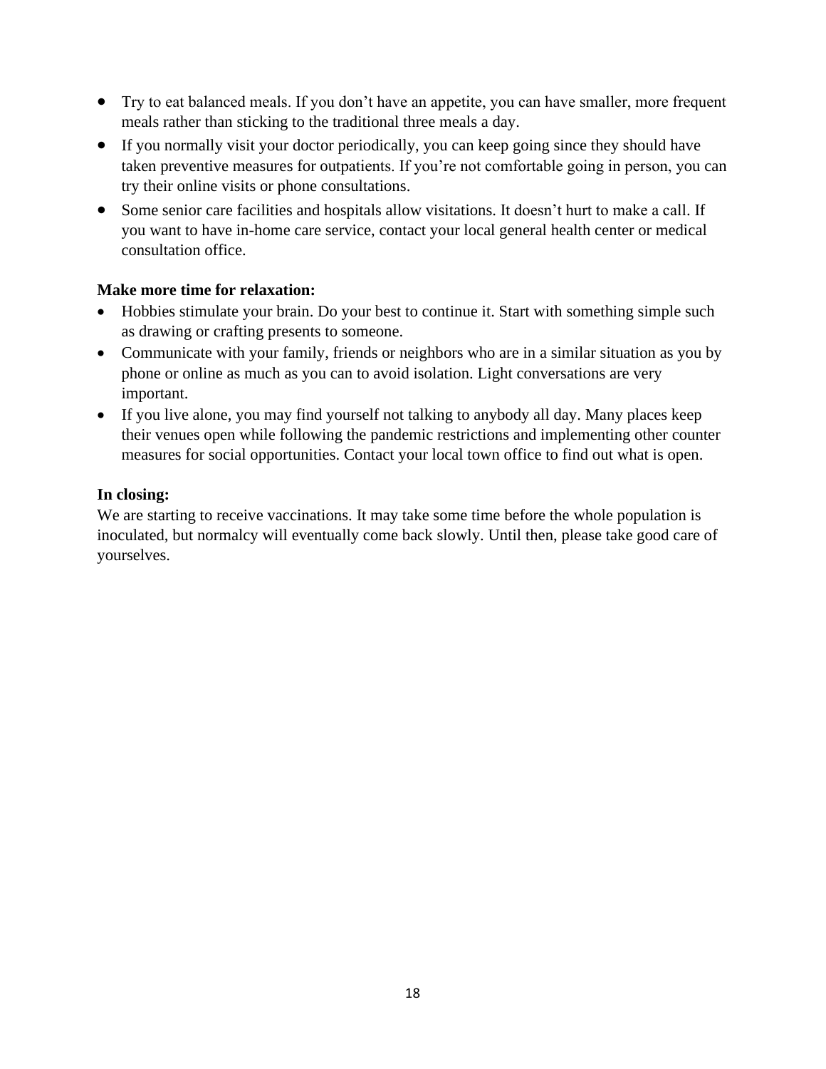- Try to eat balanced meals. If you don't have an appetite, you can have smaller, more frequent meals rather than sticking to the traditional three meals a day.
- If you normally visit your doctor periodically, you can keep going since they should have taken preventive measures for outpatients. If you're not comfortable going in person, you can try their online visits or phone consultations.
- Some senior care facilities and hospitals allow visitations. It doesn't hurt to make a call. If you want to have in-home care service, contact your local general health center or medical consultation office.

**Make more time for relaxation:**

- Hobbies stimulate your brain. Do your best to continue it. Start with something simple such as drawing or crafting presents to someone.
- Communicate with your family, friends or neighbors who are in a similar situation as you by phone or online as much as you can to avoid isolation. Light conversations are very important.
- If you live alone, you may find yourself not talking to anybody all day. Many places keep their venues open while following the pandemic restrictions and implementing other counter measures for social opportunities. Contact your local town office to find out what is open.

**In closing:**

We are starting to receive vaccinations. It may take some time before the whole population is inoculated, but normalcy will eventually come back slowly. Until then, please take good care of yourselves.